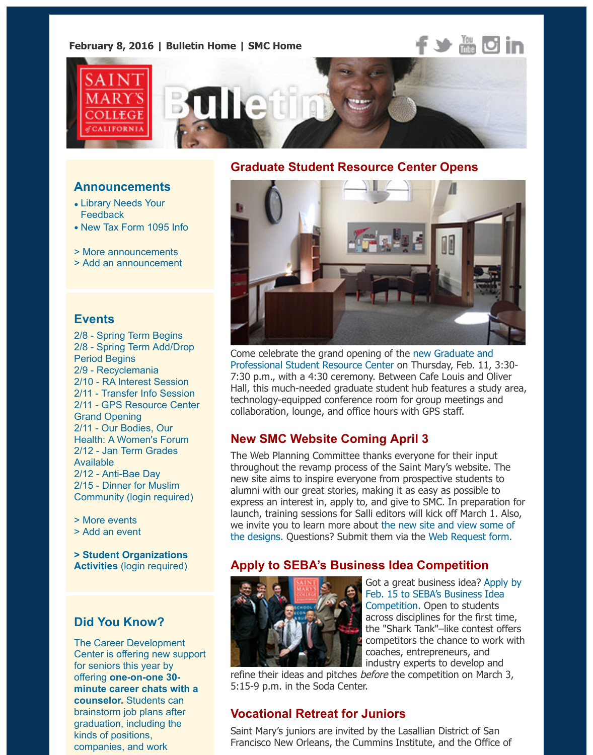February 8, 2016 | Bulletin Home | SMC Home

# Saint Mary's College of California Bulletin

## Announcements

- Library Needs Your Feedback
- New Tax Form 1095 Info

> More announcements
> Add an announcement

## Events

2/8 - Spring Term Begins
2/8 - Spring Term Add/Drop Period Begins
2/9 - Recyclemania
2/10 - RA Interest Session
2/11 - Transfer Info Session
2/11 - GPS Resource Center Grand Opening
2/11 - Our Bodies, Our Health: A Women's Forum
2/12 - Jan Term Grades Available
2/12 - Anti-Bae Day
2/15 - Dinner for Muslim Community (login required)

> More events
> Add an event

**> Student Organizations Activities** (login required)

## Did You Know?

The Career Development Center is offering new support for seniors this year by offering **one-on-one 30-minute career chats with a counselor.** Students can brainstorm job plans after graduation, including the kinds of positions, companies, and work

## Graduate Student Resource Center Opens

Come celebrate the grand opening of the new Graduate and Professional Student Resource Center on Thursday, Feb. 11, 3:30-7:30 p.m., with a 4:30 ceremony. Between Cafe Louis and Oliver Hall, this much-needed graduate student hub features a study area, technology-equipped conference room for group meetings and collaboration, lounge, and office hours with GPS staff.

## New SMC Website Coming April 3

The Web Planning Committee thanks everyone for their input throughout the revamp process of the Saint Mary's website. The new site aims to inspire everyone from prospective students to alumni with our great stories, making it as easy as possible to express an interest in, apply to, and give to SMC. In preparation for launch, training sessions for Salli editors will kick off March 1. Also, we invite you to learn more about the new site and view some of the designs. Questions? Submit them via the Web Request form.

## Apply to SEBA's Business Idea Competition

Got a great business idea? Apply by Feb. 15 to SEBA's Business Idea Competition. Open to students across disciplines for the first time, the "Shark Tank"–like contest offers competitors the chance to work with coaches, entrepreneurs, and industry experts to develop and refine their ideas and pitches *before* the competition on March 3, 5:15-9 p.m. in the Soda Center.

## Vocational Retreat for Juniors

Saint Mary's juniors are invited by the Lasallian District of San Francisco New Orleans, the Cummins Institute, and the Office of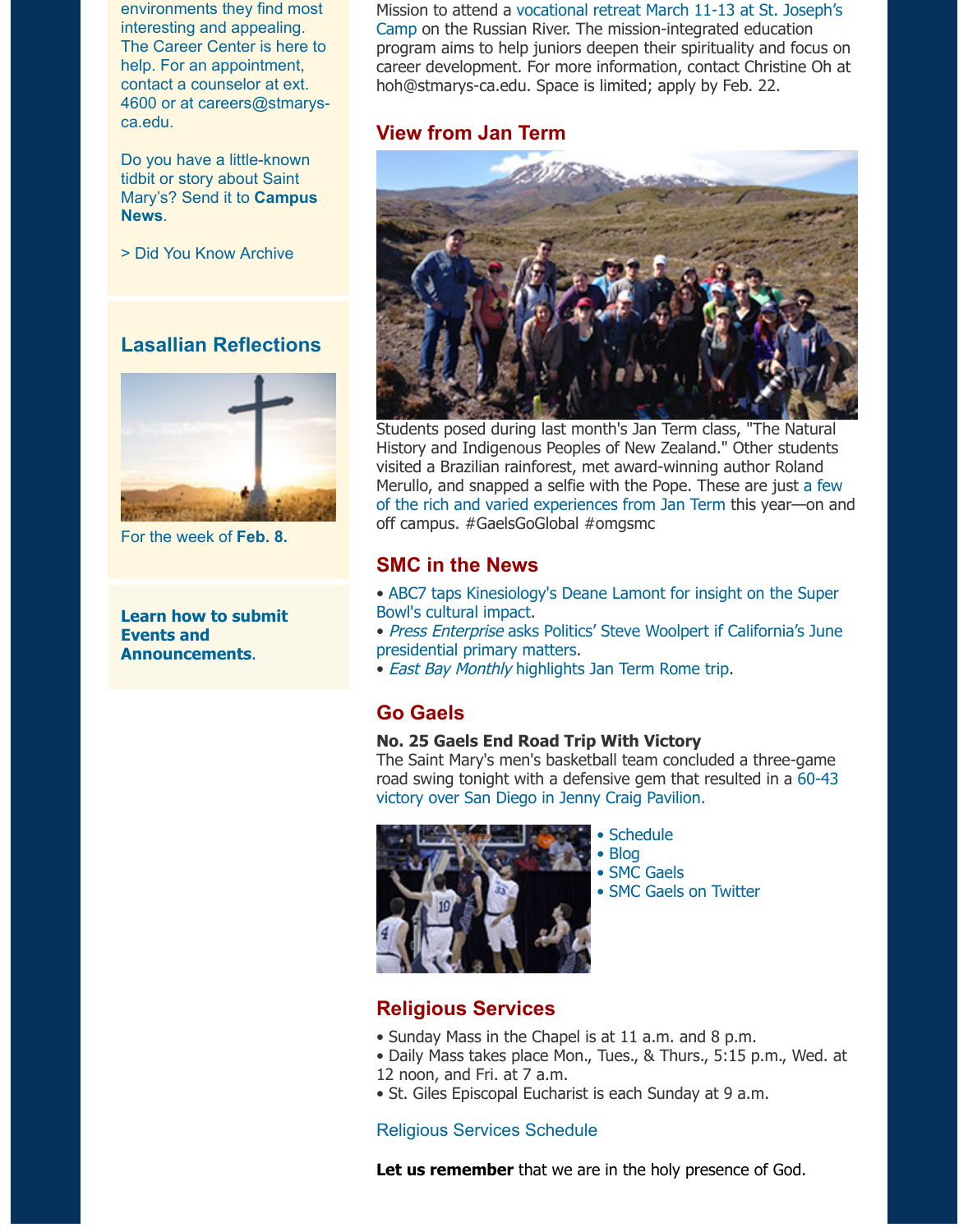environments they find most interesting and appealing. The Career Center is here to help. For an appointment, contact a counselor at ext. 4600 or at careers@stmarys-ca.edu.

Do you have a little-known tidbit or story about Saint Mary's? Send it to **Campus News**.

> Did You Know Archive

## Lasallian Reflections

For the week of **Feb. 8.**

**Learn how to submit Events and Announcements**.

Mission to attend a vocational retreat March 11-13 at St. Joseph's Camp on the Russian River. The mission-integrated education program aims to help juniors deepen their spirituality and focus on career development. For more information, contact Christine Oh at hoh@stmarys-ca.edu. Space is limited; apply by Feb. 22.

## View from Jan Term

Students posed during last month's Jan Term class, "The Natural History and Indigenous Peoples of New Zealand." Other students visited a Brazilian rainforest, met award-winning author Roland Merullo, and snapped a selfie with the Pope. These are just a few of the rich and varied experiences from Jan Term this year—on and off campus. #GaelsGoGlobal #omgsmc

## SMC in the News

- ABC7 taps Kinesiology's Deane Lamont for insight on the Super Bowl's cultural impact.
- *Press Enterprise* asks Politics' Steve Woolpert if California's June presidential primary matters.
- *East Bay Monthly* highlights Jan Term Rome trip.

## Go Gaels

**No. 25 Gaels End Road Trip With Victory**
The Saint Mary's men's basketball team concluded a three-game road swing tonight with a defensive gem that resulted in a 60-43 victory over San Diego in Jenny Craig Pavilion.

- Schedule
- Blog
- SMC Gaels
- SMC Gaels on Twitter

## Religious Services

- Sunday Mass in the Chapel is at 11 a.m. and 8 p.m.
- Daily Mass takes place Mon., Tues., & Thurs., 5:15 p.m., Wed. at 12 noon, and Fri. at 7 a.m.
- St. Giles Episcopal Eucharist is each Sunday at 9 a.m.

Religious Services Schedule

**Let us remember** that we are in the holy presence of God.